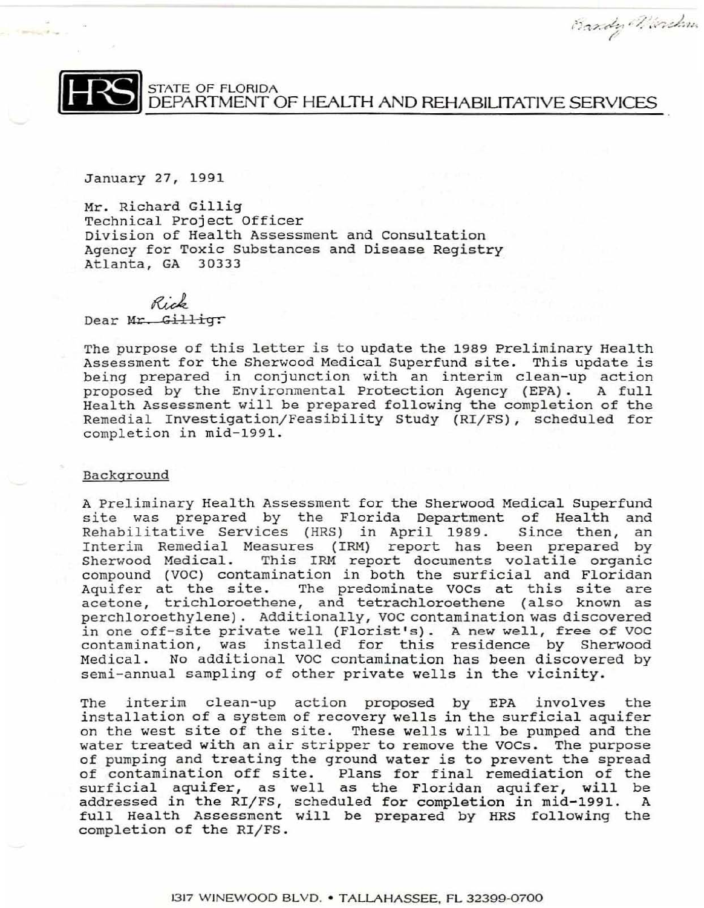Sandy Wareham

**HRS** STATE OF FLORIDA
DEPARTMENT OF HEALTH AND REHABILITATIVE SERVICES

January 27, 1991

Mr. Richard Gillig
Technical Project Officer
Division of Health Assessment and Consultation
Agency for Toxic Substances and Disease Registry
Atlanta, GA 30333

Dear ~~Mr. Gillig:~~ Rick

The purpose of this letter is to update the 1989 Preliminary Health Assessment for the Sherwood Medical Superfund site. This update is being prepared in conjunction with an interim clean-up action proposed by the Environmental Protection Agency (EPA). A full Health Assessment will be prepared following the completion of the Remedial Investigation/Feasibility Study (RI/FS), scheduled for completion in mid-1991.

## Background

A Preliminary Health Assessment for the Sherwood Medical Superfund site was prepared by the Florida Department of Health and Rehabilitative Services (HRS) in April 1989. Since then, an Interim Remedial Measures (IRM) report has been prepared by Sherwood Medical. This IRM report documents volatile organic compound (VOC) contamination in both the surficial and Floridan Aquifer at the site. The predominate VOCs at this site are acetone, trichloroethene, and tetrachloroethene (also known as perchloroethylene). Additionally, VOC contamination was discovered in one off-site private well (Florist's). A new well, free of VOC contamination, was installed for this residence by Sherwood Medical. No additional VOC contamination has been discovered by semi-annual sampling of other private wells in the vicinity.

The interim clean-up action proposed by EPA involves the installation of a system of recovery wells in the surficial aquifer on the west site of the site. These wells will be pumped and the water treated with an air stripper to remove the VOCs. The purpose of pumping and treating the ground water is to prevent the spread of contamination off site. Plans for final remediation of the surficial aquifer, as well as the Floridan aquifer, will be addressed in the RI/FS, scheduled for completion in mid-1991. A full Health Assessment will be prepared by HRS following the completion of the RI/FS.

1317 WINEWOOD BLVD. • TALLAHASSEE, FL 32399-0700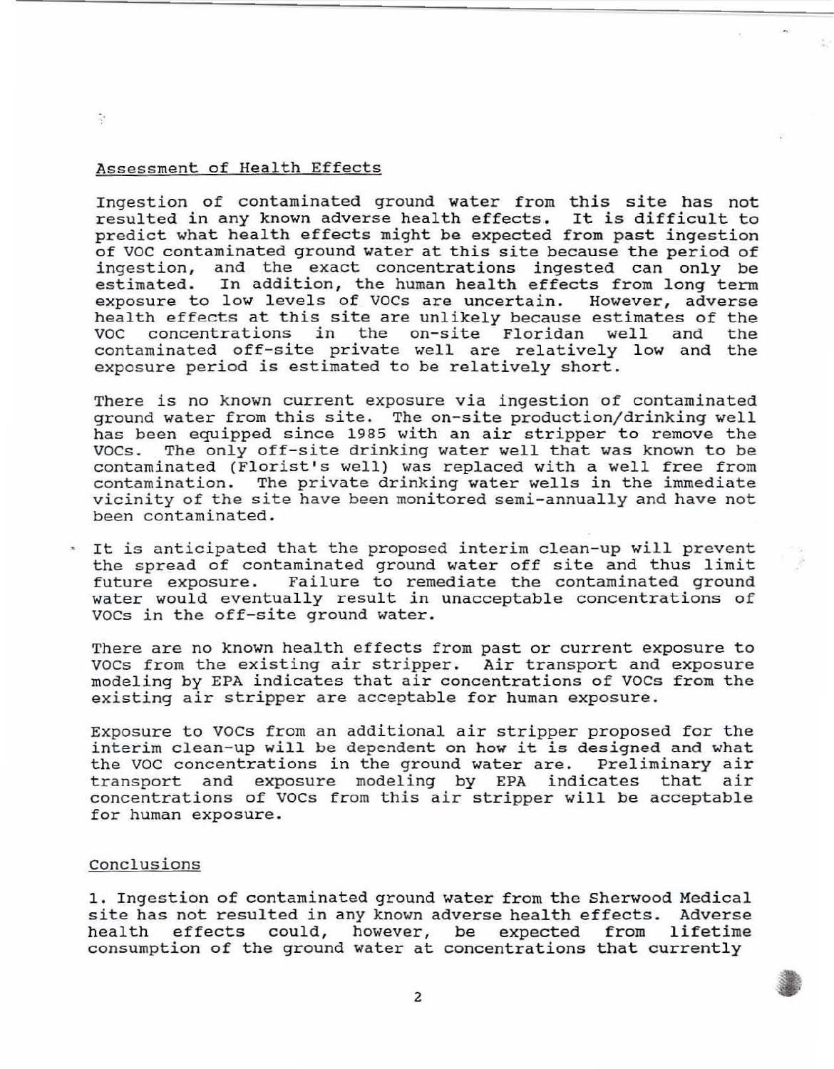## Assessment of Health Effects

Ingestion of contaminated ground water from this site has not resulted in any known adverse health effects. It is difficult to predict what health effects might be expected from past ingestion of VOC contaminated ground water at this site because the period of ingestion, and the exact concentrations ingested can only be estimated. In addition, the human health effects from long term exposure to low levels of VOCs are uncertain. However, adverse health effects at this site are unlikely because estimates of the VOC concentrations in the on-site Floridan well and the contaminated off-site private well are relatively low and the exposure period is estimated to be relatively short.

There is no known current exposure via ingestion of contaminated ground water from this site. The on-site production/drinking well has been equipped since 1985 with an air stripper to remove the VOCs. The only off-site drinking water well that was known to be contaminated (Florist's well) was replaced with a well free from contamination. The private drinking water wells in the immediate vicinity of the site have been monitored semi-annually and have not been contaminated.

It is anticipated that the proposed interim clean-up will prevent the spread of contaminated ground water off site and thus limit future exposure. Failure to remediate the contaminated ground water would eventually result in unacceptable concentrations of VOCs in the off-site ground water.

There are no known health effects from past or current exposure to VOCs from the existing air stripper. Air transport and exposure modeling by EPA indicates that air concentrations of VOCs from the existing air stripper are acceptable for human exposure.

Exposure to VOCs from an additional air stripper proposed for the interim clean-up will be dependent on how it is designed and what the VOC concentrations in the ground water are. Preliminary air transport and exposure modeling by EPA indicates that air concentrations of VOCs from this air stripper will be acceptable for human exposure.

## Conclusions

1. Ingestion of contaminated ground water from the Sherwood Medical site has not resulted in any known adverse health effects. Adverse health effects could, however, be expected from lifetime consumption of the ground water at concentrations that currently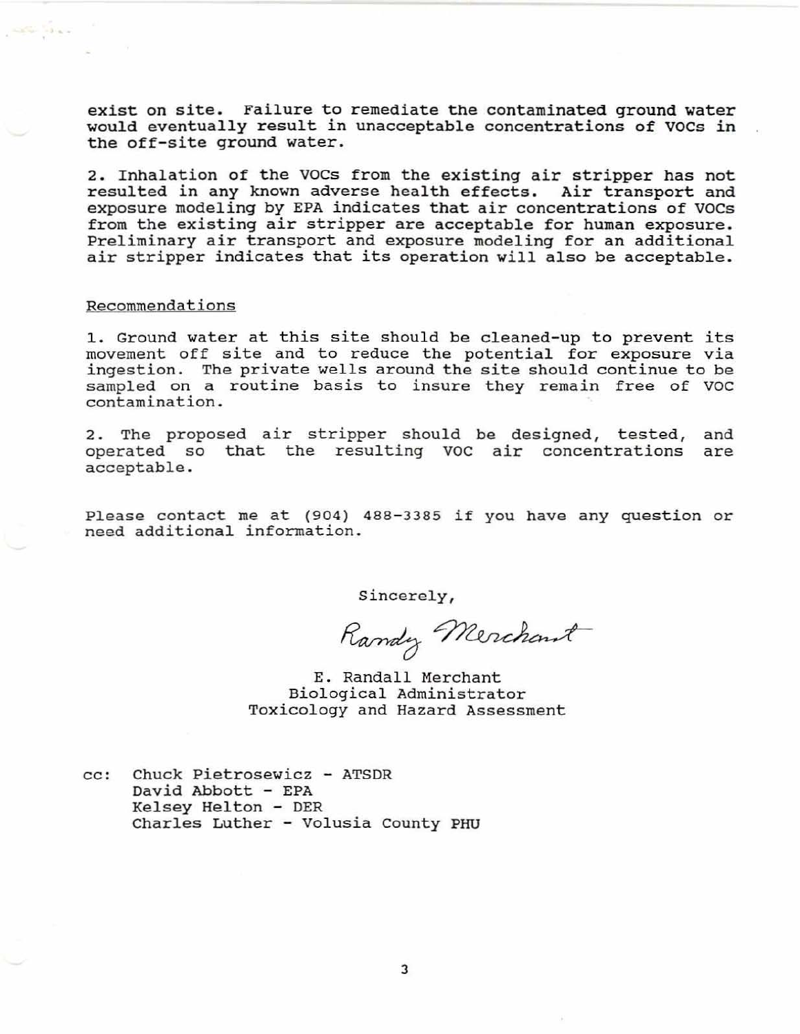exist on site. Failure to remediate the contaminated ground water would eventually result in unacceptable concentrations of VOCs in the off-site ground water.

2. Inhalation of the VOCs from the existing air stripper has not resulted in any known adverse health effects. Air transport and exposure modeling by EPA indicates that air concentrations of VOCs from the existing air stripper are acceptable for human exposure. Preliminary air transport and exposure modeling for an additional air stripper indicates that its operation will also be acceptable.

## Recommendations

1. Ground water at this site should be cleaned-up to prevent its movement off site and to reduce the potential for exposure via ingestion. The private wells around the site should continue to be sampled on a routine basis to insure they remain free of VOC contamination.

2. The proposed air stripper should be designed, tested, and operated so that the resulting VOC air concentrations are acceptable.

Please contact me at (904) 488-3385 if you have any question or need additional information.

Sincerely,

Randy Merchant

E. Randall Merchant
Biological Administrator
Toxicology and Hazard Assessment

cc: Chuck Pietrosewicz - ATSDR
David Abbott - EPA
Kelsey Helton - DER
Charles Luther - Volusia County PHU